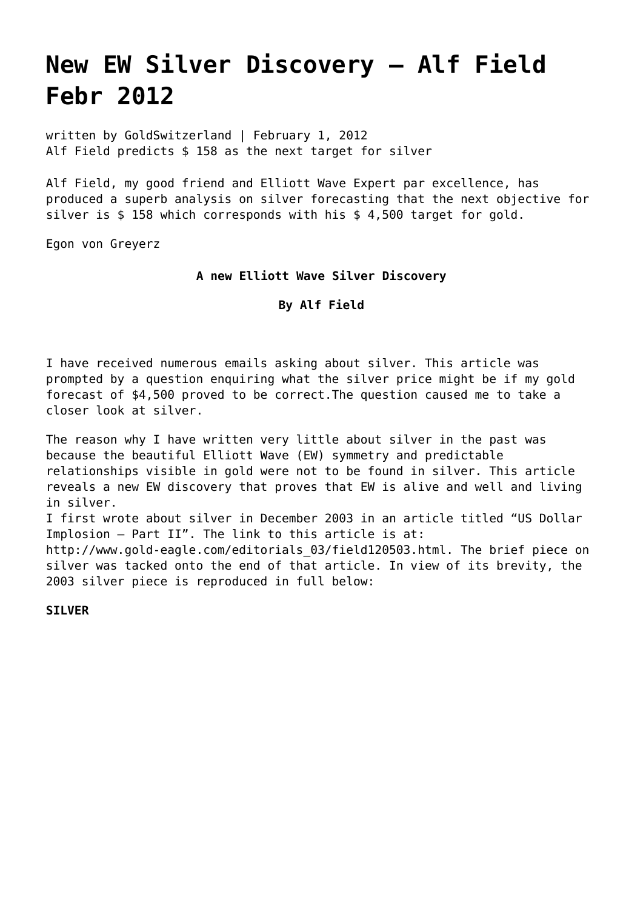# New EW Silver Discovery – Alf Field Febr 2012

written by GoldSwitzerland | February 1, 2012
Alf Field predicts $ 158 as the next target for silver

Alf Field, my good friend and Elliott Wave Expert par excellence, has produced a superb analysis on silver forecasting that the next objective for silver is $ 158 which corresponds with his $ 4,500 target for gold.

Egon von Greyerz

**A new Elliott Wave Silver Discovery**

**By Alf Field**

I have received numerous emails asking about silver. This article was prompted by a question enquiring what the silver price might be if my gold forecast of $4,500 proved to be correct.The question caused me to take a closer look at silver.

The reason why I have written very little about silver in the past was because the beautiful Elliott Wave (EW) symmetry and predictable relationships visible in gold were not to be found in silver. This article reveals a new EW discovery that proves that EW is alive and well and living in silver.
I first wrote about silver in December 2003 in an article titled "US Dollar Implosion – Part II". The link to this article is at: http://www.gold-eagle.com/editorials_03/field120503.html. The brief piece on silver was tacked onto the end of that article. In view of its brevity, the 2003 silver piece is reproduced in full below:

**SILVER**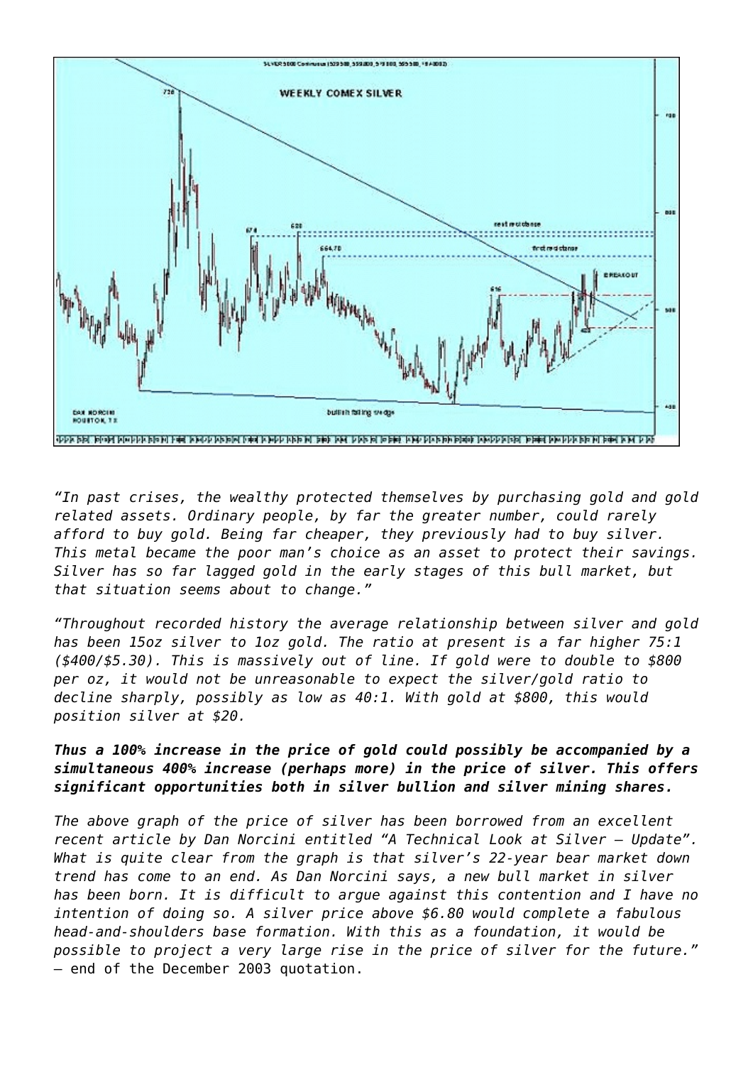*"In past crises, the wealthy protected themselves by purchasing gold and gold related assets. Ordinary people, by far the greater number, could rarely afford to buy gold. Being far cheaper, they previously had to buy silver. This metal became the poor man's choice as an asset to protect their savings. Silver has so far lagged gold in the early stages of this bull market, but that situation seems about to change."*

*"Throughout recorded history the average relationship between silver and gold has been 15oz silver to 1oz gold. The ratio at present is a far higher 75:1 ($400/$5.30). This is massively out of line. If gold were to double to $800 per oz, it would not be unreasonable to expect the silver/gold ratio to decline sharply, possibly as low as 40:1. With gold at $800, this would position silver at $20.*

***Thus a 100% increase in the price of gold could possibly be accompanied by a simultaneous 400% increase (perhaps more) in the price of silver. This offers significant opportunities both in silver bullion and silver mining shares.***

*The above graph of the price of silver has been borrowed from an excellent recent article by Dan Norcini entitled "A Technical Look at Silver – Update". What is quite clear from the graph is that silver's 22-year bear market down trend has come to an end. As Dan Norcini says, a new bull market in silver has been born. It is difficult to argue against this contention and I have no intention of doing so. A silver price above $6.80 would complete a fabulous head-and-shoulders base formation. With this as a foundation, it would be possible to project a very large rise in the price of silver for the future."* – end of the December 2003 quotation.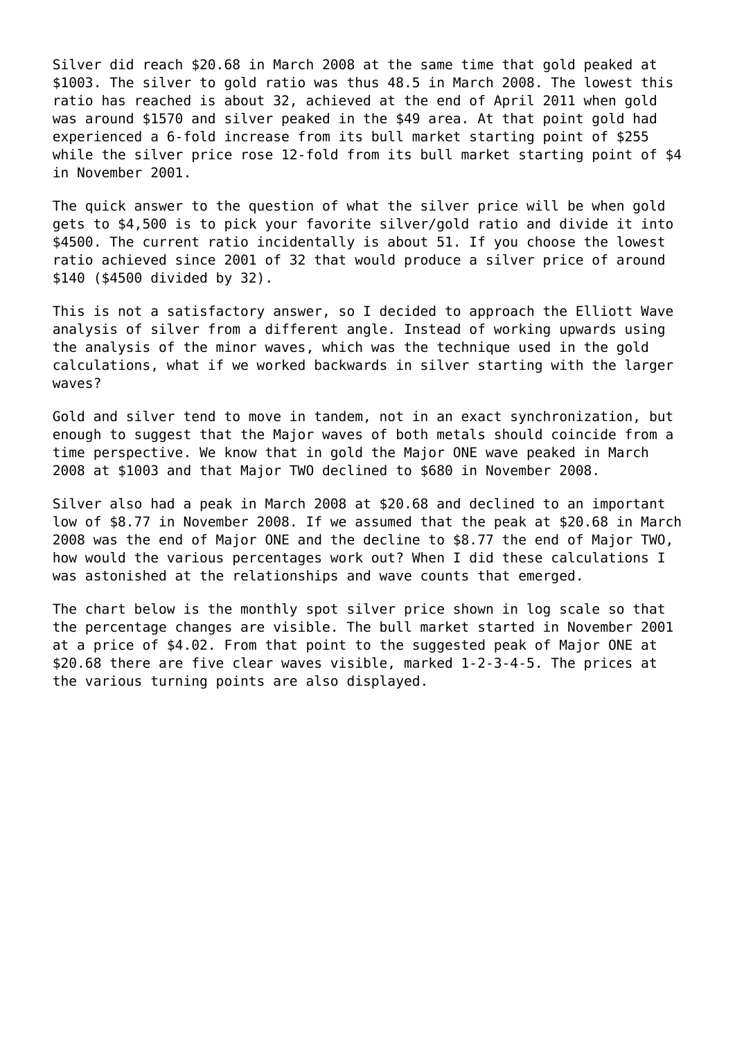Silver did reach $20.68 in March 2008 at the same time that gold peaked at $1003. The silver to gold ratio was thus 48.5 in March 2008. The lowest this ratio has reached is about 32, achieved at the end of April 2011 when gold was around $1570 and silver peaked in the $49 area. At that point gold had experienced a 6-fold increase from its bull market starting point of $255 while the silver price rose 12-fold from its bull market starting point of $4 in November 2001.

The quick answer to the question of what the silver price will be when gold gets to $4,500 is to pick your favorite silver/gold ratio and divide it into $4500. The current ratio incidentally is about 51. If you choose the lowest ratio achieved since 2001 of 32 that would produce a silver price of around $140 ($4500 divided by 32).

This is not a satisfactory answer, so I decided to approach the Elliott Wave analysis of silver from a different angle. Instead of working upwards using the analysis of the minor waves, which was the technique used in the gold calculations, what if we worked backwards in silver starting with the larger waves?

Gold and silver tend to move in tandem, not in an exact synchronization, but enough to suggest that the Major waves of both metals should coincide from a time perspective. We know that in gold the Major ONE wave peaked in March 2008 at $1003 and that Major TWO declined to $680 in November 2008.

Silver also had a peak in March 2008 at $20.68 and declined to an important low of $8.77 in November 2008. If we assumed that the peak at $20.68 in March 2008 was the end of Major ONE and the decline to $8.77 the end of Major TWO, how would the various percentages work out? When I did these calculations I was astonished at the relationships and wave counts that emerged.

The chart below is the monthly spot silver price shown in log scale so that the percentage changes are visible. The bull market started in November 2001 at a price of $4.02. From that point to the suggested peak of Major ONE at $20.68 there are five clear waves visible, marked 1-2-3-4-5. The prices at the various turning points are also displayed.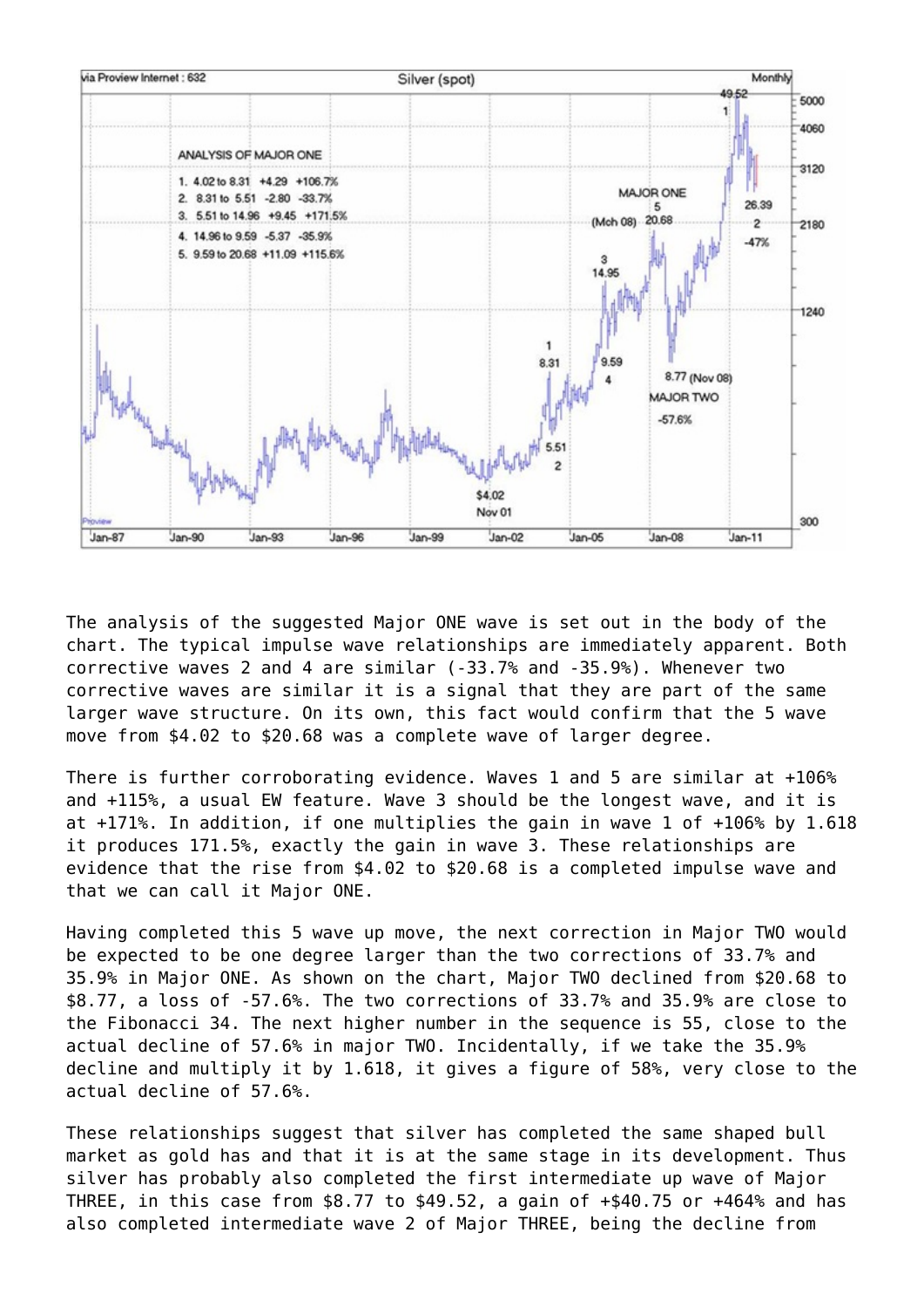The analysis of the suggested Major ONE wave is set out in the body of the chart. The typical impulse wave relationships are immediately apparent. Both corrective waves 2 and 4 are similar (-33.7% and -35.9%). Whenever two corrective waves are similar it is a signal that they are part of the same larger wave structure. On its own, this fact would confirm that the 5 wave move from $4.02 to $20.68 was a complete wave of larger degree.

There is further corroborating evidence. Waves 1 and 5 are similar at +106% and +115%, a usual EW feature. Wave 3 should be the longest wave, and it is at +171%. In addition, if one multiplies the gain in wave 1 of +106% by 1.618 it produces 171.5%, exactly the gain in wave 3. These relationships are evidence that the rise from $4.02 to $20.68 is a completed impulse wave and that we can call it Major ONE.

Having completed this 5 wave up move, the next correction in Major TWO would be expected to be one degree larger than the two corrections of 33.7% and 35.9% in Major ONE. As shown on the chart, Major TWO declined from $20.68 to $8.77, a loss of -57.6%. The two corrections of 33.7% and 35.9% are close to the Fibonacci 34. The next higher number in the sequence is 55, close to the actual decline of 57.6% in major TWO. Incidentally, if we take the 35.9% decline and multiply it by 1.618, it gives a figure of 58%, very close to the actual decline of 57.6%.

These relationships suggest that silver has completed the same shaped bull market as gold has and that it is at the same stage in its development. Thus silver has probably also completed the first intermediate up wave of Major THREE, in this case from $8.77 to $49.52, a gain of +$40.75 or +464% and has also completed intermediate wave 2 of Major THREE, being the decline from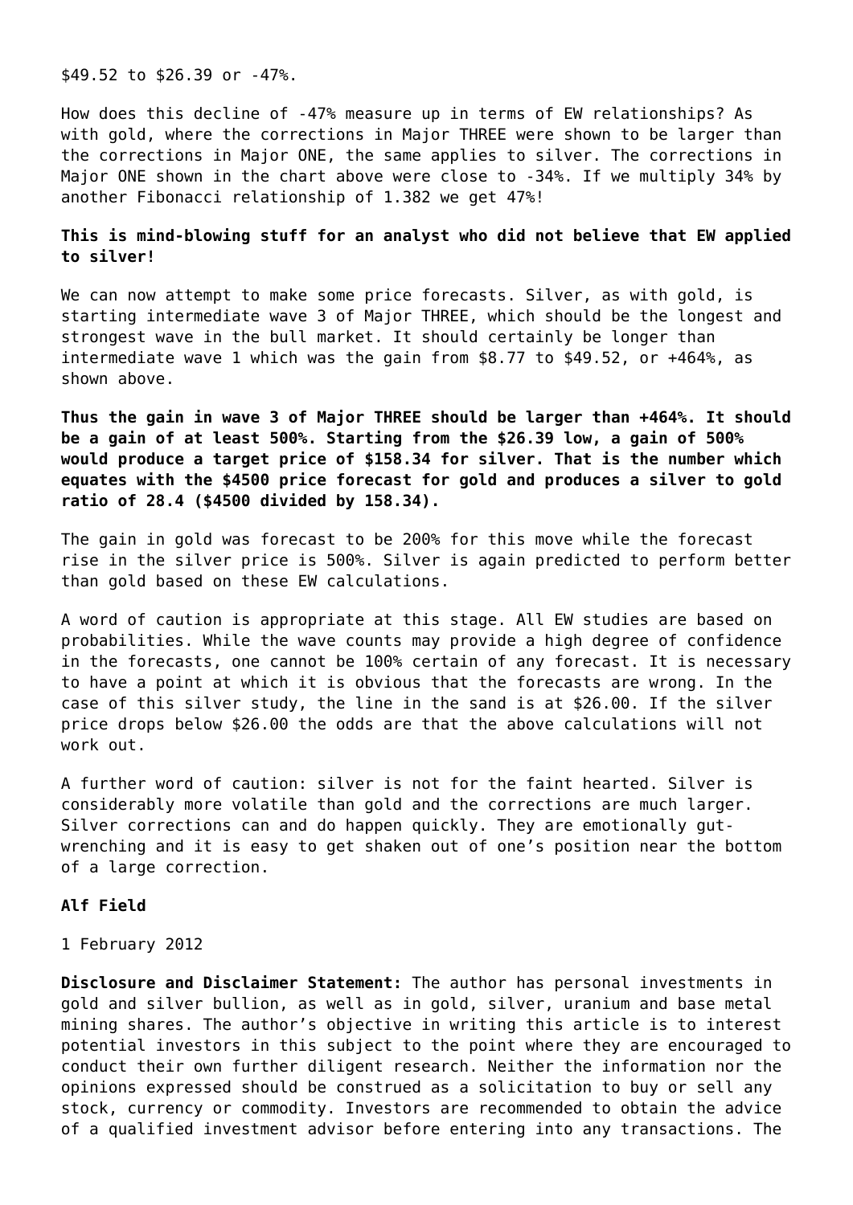$49.52 to $26.39 or -47%.

How does this decline of -47% measure up in terms of EW relationships? As with gold, where the corrections in Major THREE were shown to be larger than the corrections in Major ONE, the same applies to silver. The corrections in Major ONE shown in the chart above were close to -34%. If we multiply 34% by another Fibonacci relationship of 1.382 we get 47%!

**This is mind-blowing stuff for an analyst who did not believe that EW applied to silver!**

We can now attempt to make some price forecasts. Silver, as with gold, is starting intermediate wave 3 of Major THREE, which should be the longest and strongest wave in the bull market. It should certainly be longer than intermediate wave 1 which was the gain from $8.77 to $49.52, or +464%, as shown above.

**Thus the gain in wave 3 of Major THREE should be larger than +464%. It should be a gain of at least 500%. Starting from the $26.39 low, a gain of 500% would produce a target price of $158.34 for silver. That is the number which equates with the $4500 price forecast for gold and produces a silver to gold ratio of 28.4 ($4500 divided by 158.34).**

The gain in gold was forecast to be 200% for this move while the forecast rise in the silver price is 500%. Silver is again predicted to perform better than gold based on these EW calculations.

A word of caution is appropriate at this stage. All EW studies are based on probabilities. While the wave counts may provide a high degree of confidence in the forecasts, one cannot be 100% certain of any forecast. It is necessary to have a point at which it is obvious that the forecasts are wrong. In the case of this silver study, the line in the sand is at $26.00. If the silver price drops below $26.00 the odds are that the above calculations will not work out.

A further word of caution: silver is not for the faint hearted. Silver is considerably more volatile than gold and the corrections are much larger. Silver corrections can and do happen quickly. They are emotionally gut-wrenching and it is easy to get shaken out of one's position near the bottom of a large correction.

**Alf Field**

1 February 2012

**Disclosure and Disclaimer Statement:** The author has personal investments in gold and silver bullion, as well as in gold, silver, uranium and base metal mining shares. The author's objective in writing this article is to interest potential investors in this subject to the point where they are encouraged to conduct their own further diligent research. Neither the information nor the opinions expressed should be construed as a solicitation to buy or sell any stock, currency or commodity. Investors are recommended to obtain the advice of a qualified investment advisor before entering into any transactions. The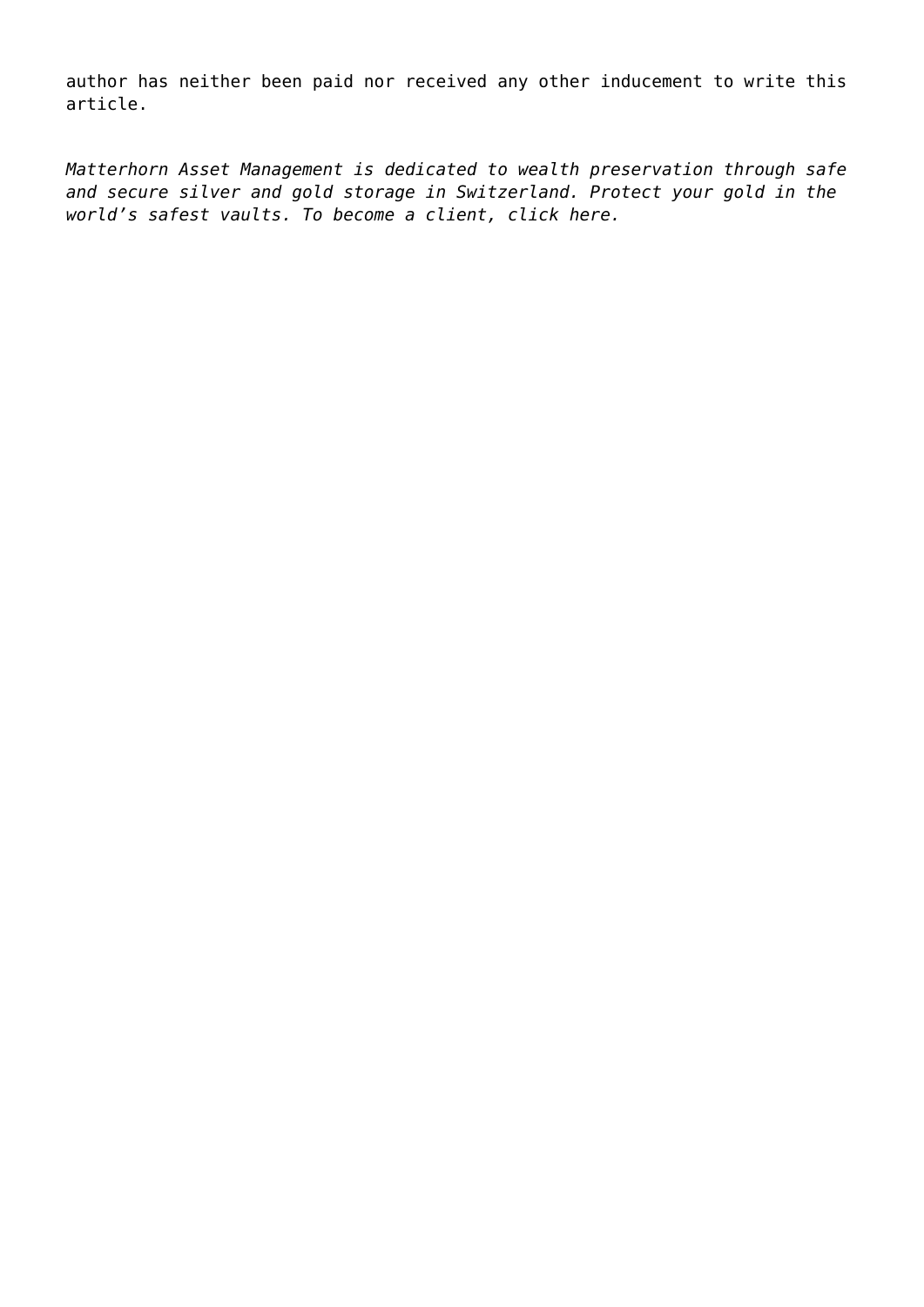author has neither been paid nor received any other inducement to write this article.

*Matterhorn Asset Management is dedicated to wealth preservation through safe and secure silver and gold storage in Switzerland. Protect your gold in the world's safest vaults. To become a client, click here.*